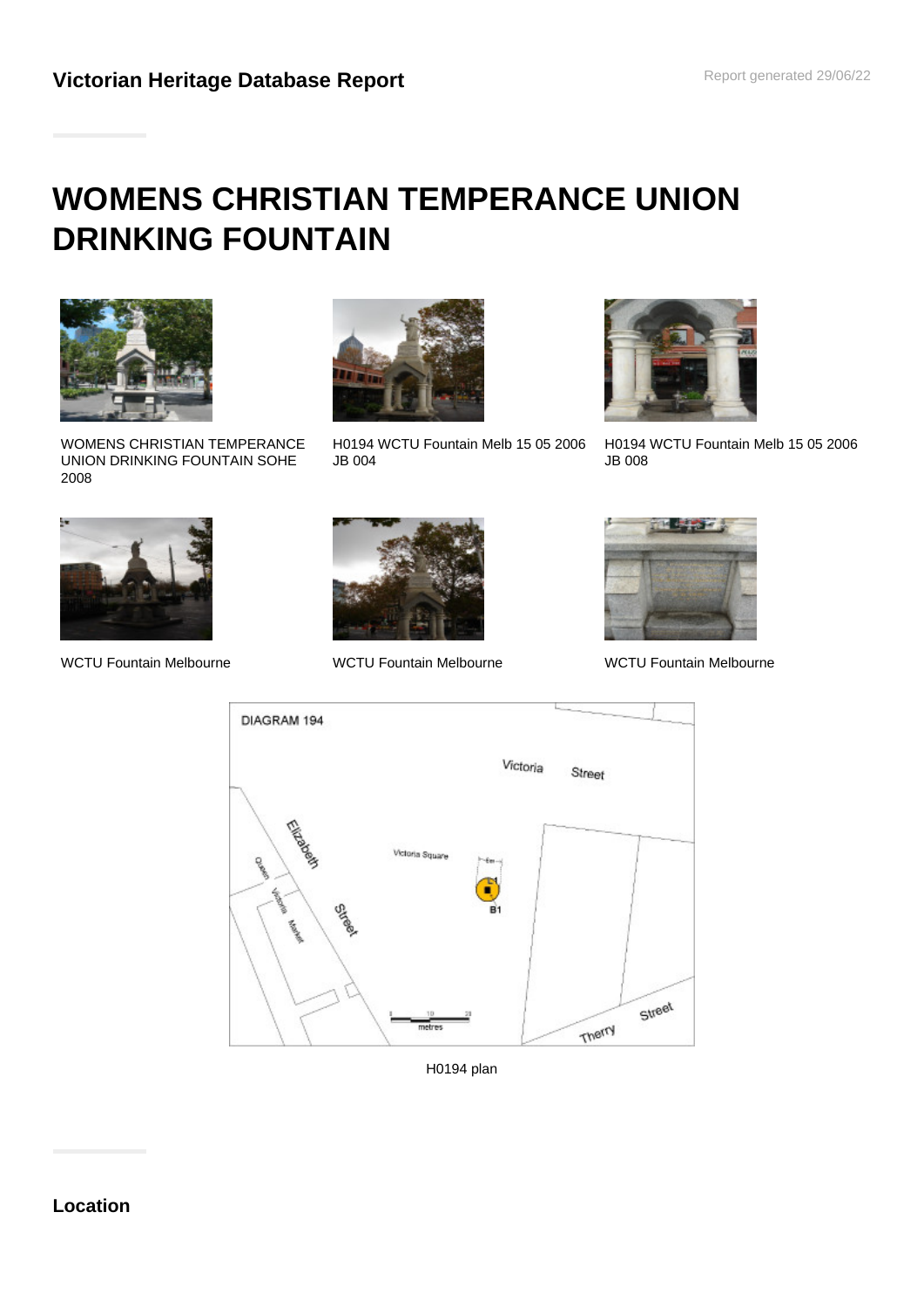## Victorian Heritage Database Report

Report generated 29/06/22

# WOMENS CHRISTIAN TEMPERANCE UNION DRINKING FOUNTAIN

WOMENS CHRISTIAN TEMPERANCE UNION DRINKING FOUNTAIN SOHE 2008

H0194 WCTU Fountain Melb 15 05 2006 JB 004

H0194 WCTU Fountain Melb 15 05 2006 JB 008

WCTU Fountain Melbourne

WCTU Fountain Melbourne

WCTU Fountain Melbourne

H0194 plan

## Location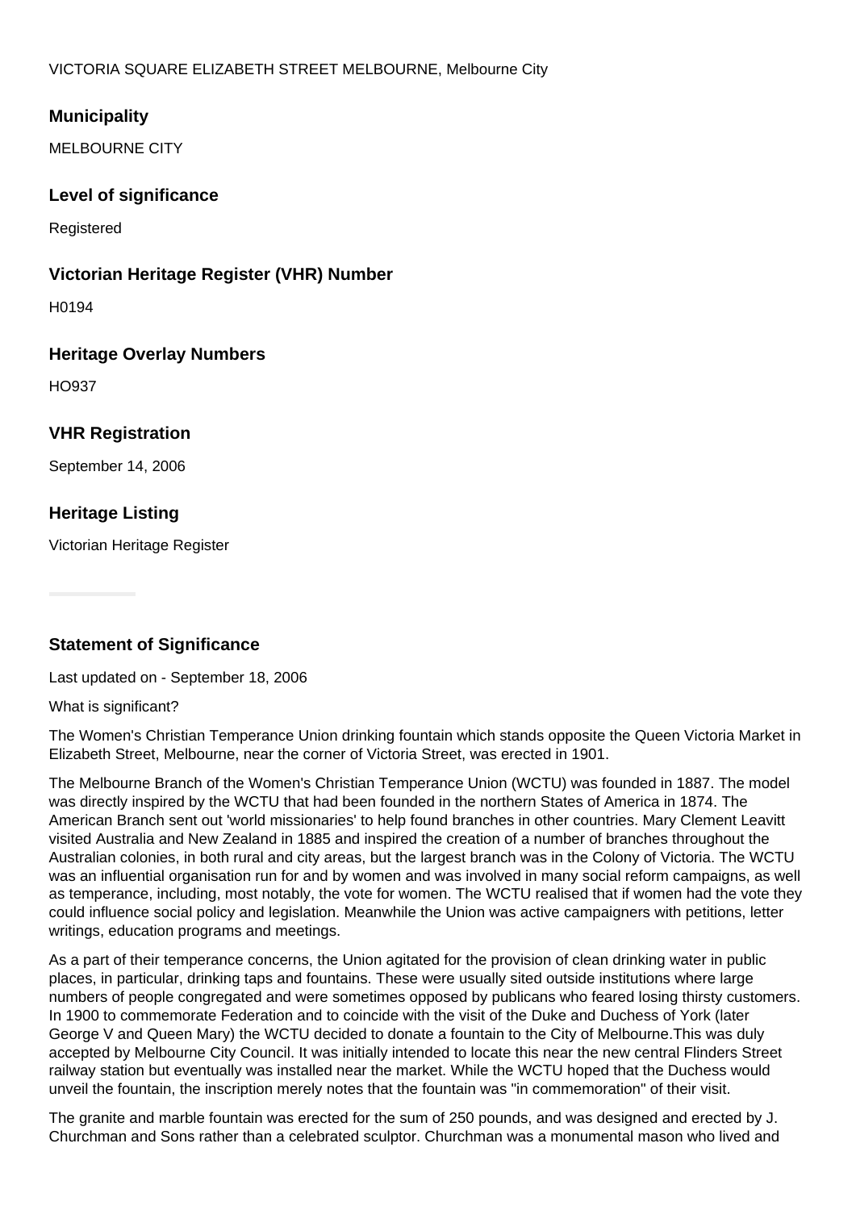VICTORIA SQUARE ELIZABETH STREET MELBOURNE, Melbourne City

### Municipality

MELBOURNE CITY

### Level of significance

Registered

### Victorian Heritage Register (VHR) Number

H0194

### Heritage Overlay Numbers

HO937

### VHR Registration

September 14, 2006

### Heritage Listing

Victorian Heritage Register

### Statement of Significance

Last updated on - September 18, 2006

What is significant?

The Women's Christian Temperance Union drinking fountain which stands opposite the Queen Victoria Market in Elizabeth Street, Melbourne, near the corner of Victoria Street, was erected in 1901.

The Melbourne Branch of the Women's Christian Temperance Union (WCTU) was founded in 1887. The model was directly inspired by the WCTU that had been founded in the northern States of America in 1874. The American Branch sent out 'world missionaries' to help found branches in other countries. Mary Clement Leavitt visited Australia and New Zealand in 1885 and inspired the creation of a number of branches throughout the Australian colonies, in both rural and city areas, but the largest branch was in the Colony of Victoria. The WCTU was an influential organisation run for and by women and was involved in many social reform campaigns, as well as temperance, including, most notably, the vote for women. The WCTU realised that if women had the vote they could influence social policy and legislation. Meanwhile the Union was active campaigners with petitions, letter writings, education programs and meetings.

As a part of their temperance concerns, the Union agitated for the provision of clean drinking water in public places, in particular, drinking taps and fountains. These were usually sited outside institutions where large numbers of people congregated and were sometimes opposed by publicans who feared losing thirsty customers. In 1900 to commemorate Federation and to coincide with the visit of the Duke and Duchess of York (later George V and Queen Mary) the WCTU decided to donate a fountain to the City of Melbourne.This was duly accepted by Melbourne City Council. It was initially intended to locate this near the new central Flinders Street railway station but eventually was installed near the market. While the WCTU hoped that the Duchess would unveil the fountain, the inscription merely notes that the fountain was "in commemoration" of their visit.

The granite and marble fountain was erected for the sum of 250 pounds, and was designed and erected by J. Churchman and Sons rather than a celebrated sculptor. Churchman was a monumental mason who lived and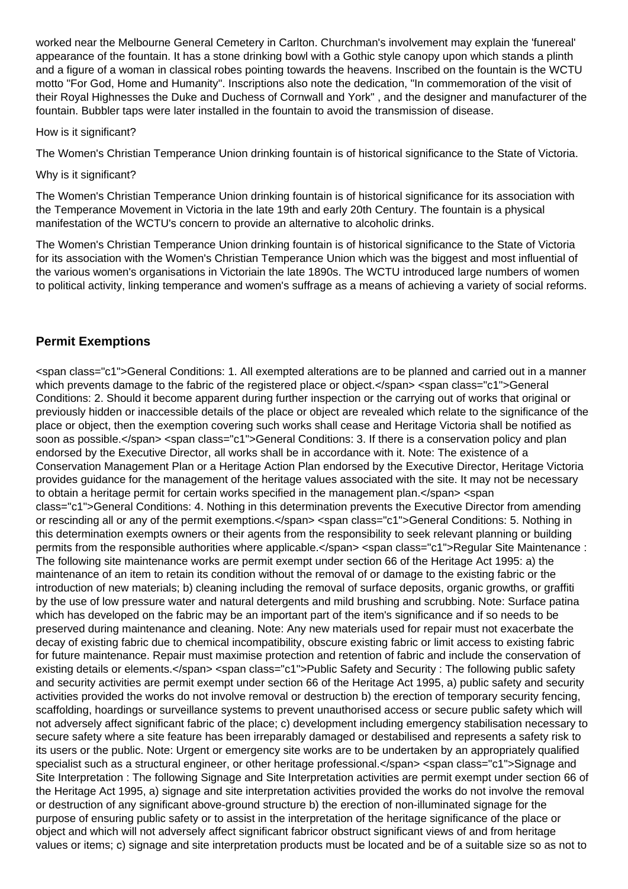worked near the Melbourne General Cemetery in Carlton. Churchman's involvement may explain the 'funereal' appearance of the fountain. It has a stone drinking bowl with a Gothic style canopy upon which stands a plinth and a figure of a woman in classical robes pointing towards the heavens. Inscribed on the fountain is the WCTU motto "For God, Home and Humanity". Inscriptions also note the dedication, "In commemoration of the visit of their Royal Highnesses the Duke and Duchess of Cornwall and York" , and the designer and manufacturer of the fountain. Bubbler taps were later installed in the fountain to avoid the transmission of disease.

How is it significant?

The Women's Christian Temperance Union drinking fountain is of historical significance to the State of Victoria.

Why is it significant?

The Women's Christian Temperance Union drinking fountain is of historical significance for its association with the Temperance Movement in Victoria in the late 19th and early 20th Century. The fountain is a physical manifestation of the WCTU's concern to provide an alternative to alcoholic drinks.

The Women's Christian Temperance Union drinking fountain is of historical significance to the State of Victoria for its association with the Women's Christian Temperance Union which was the biggest and most influential of the various women's organisations in Victoriain the late 1890s. The WCTU introduced large numbers of women to political activity, linking temperance and women's suffrage as a means of achieving a variety of social reforms.

## Permit Exemptions

<span class="c1">General Conditions: 1. All exempted alterations are to be planned and carried out in a manner which prevents damage to the fabric of the registered place or object.</span> <span class="c1">General Conditions: 2. Should it become apparent during further inspection or the carrying out of works that original or previously hidden or inaccessible details of the place or object are revealed which relate to the significance of the place or object, then the exemption covering such works shall cease and Heritage Victoria shall be notified as soon as possible.</span> <span class="c1">General Conditions: 3. If there is a conservation policy and plan endorsed by the Executive Director, all works shall be in accordance with it. Note: The existence of a Conservation Management Plan or a Heritage Action Plan endorsed by the Executive Director, Heritage Victoria provides guidance for the management of the heritage values associated with the site. It may not be necessary to obtain a heritage permit for certain works specified in the management plan.</span> <span class="c1">General Conditions: 4. Nothing in this determination prevents the Executive Director from amending or rescinding all or any of the permit exemptions.</span> <span class="c1">General Conditions: 5. Nothing in this determination exempts owners or their agents from the responsibility to seek relevant planning or building permits from the responsible authorities where applicable.</span> <span class="c1">Regular Site Maintenance : The following site maintenance works are permit exempt under section 66 of the Heritage Act 1995: a) the maintenance of an item to retain its condition without the removal of or damage to the existing fabric or the introduction of new materials; b) cleaning including the removal of surface deposits, organic growths, or graffiti by the use of low pressure water and natural detergents and mild brushing and scrubbing. Note: Surface patina which has developed on the fabric may be an important part of the item's significance and if so needs to be preserved during maintenance and cleaning. Note: Any new materials used for repair must not exacerbate the decay of existing fabric due to chemical incompatibility, obscure existing fabric or limit access to existing fabric for future maintenance. Repair must maximise protection and retention of fabric and include the conservation of existing details or elements.</span> <span class="c1">Public Safety and Security : The following public safety and security activities are permit exempt under section 66 of the Heritage Act 1995, a) public safety and security activities provided the works do not involve removal or destruction b) the erection of temporary security fencing, scaffolding, hoardings or surveillance systems to prevent unauthorised access or secure public safety which will not adversely affect significant fabric of the place; c) development including emergency stabilisation necessary to secure safety where a site feature has been irreparably damaged or destabilised and represents a safety risk to its users or the public. Note: Urgent or emergency site works are to be undertaken by an appropriately qualified specialist such as a structural engineer, or other heritage professional.</span> <span class="c1">Signage and Site Interpretation : The following Signage and Site Interpretation activities are permit exempt under section 66 of the Heritage Act 1995, a) signage and site interpretation activities provided the works do not involve the removal or destruction of any significant above-ground structure b) the erection of non-illuminated signage for the purpose of ensuring public safety or to assist in the interpretation of the heritage significance of the place or object and which will not adversely affect significant fabricor obstruct significant views of and from heritage values or items; c) signage and site interpretation products must be located and be of a suitable size so as not to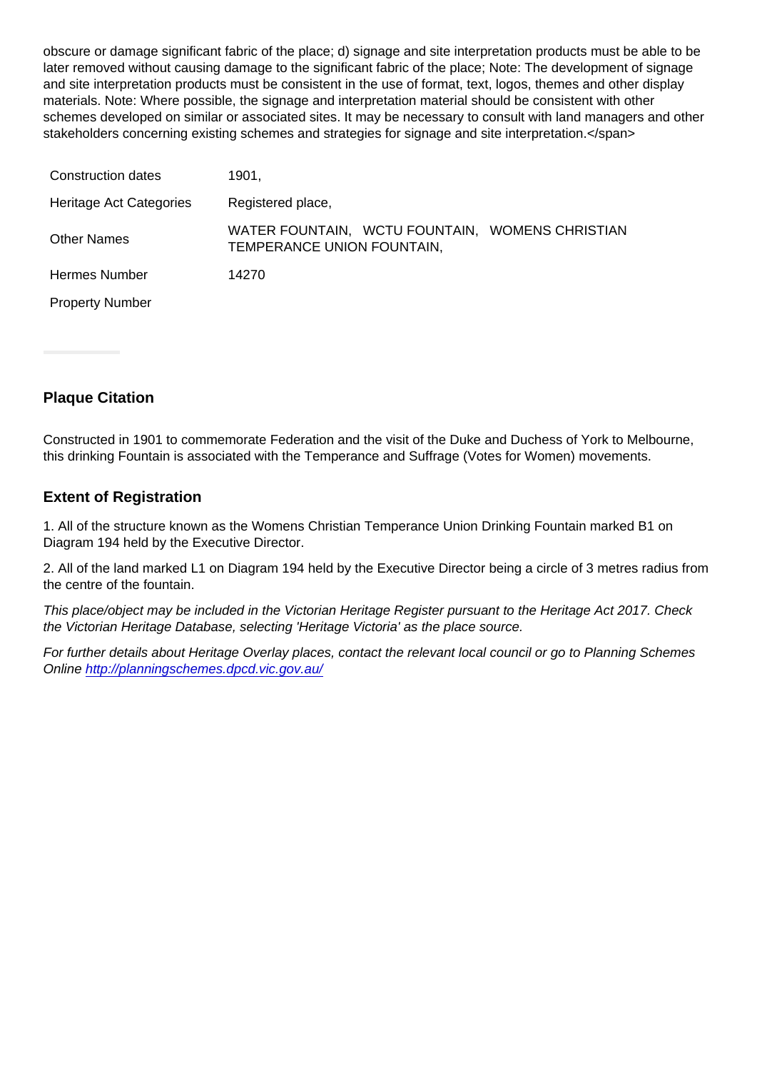obscure or damage significant fabric of the place; d) signage and site interpretation products must be able to be later removed without causing damage to the significant fabric of the place; Note: The development of signage and site interpretation products must be consistent in the use of format, text, logos, themes and other display materials. Note: Where possible, the signage and interpretation material should be consistent with other schemes developed on similar or associated sites. It may be necessary to consult with land managers and other stakeholders concerning existing schemes and strategies for signage and site interpretation.</span>

| | |
|---|---|
| Construction dates | 1901, |
| Heritage Act Categories | Registered place, |
| Other Names | WATER FOUNTAIN, WCTU FOUNTAIN, WOMENS CHRISTIAN TEMPERANCE UNION FOUNTAIN, |
| Hermes Number | 14270 |
| Property Number | |

### Plaque Citation

Constructed in 1901 to commemorate Federation and the visit of the Duke and Duchess of York to Melbourne, this drinking Fountain is associated with the Temperance and Suffrage (Votes for Women) movements.

### Extent of Registration

1. All of the structure known as the Womens Christian Temperance Union Drinking Fountain marked B1 on Diagram 194 held by the Executive Director.

2. All of the land marked L1 on Diagram 194 held by the Executive Director being a circle of 3 metres radius from the centre of the fountain.

*This place/object may be included in the Victorian Heritage Register pursuant to the Heritage Act 2017. Check the Victorian Heritage Database, selecting 'Heritage Victoria' as the place source.*

*For further details about Heritage Overlay places, contact the relevant local council or go to Planning Schemes Online [http://planningschemes.dpcd.vic.gov.au/](http://planningschemes.dpcd.vic.gov.au/)*